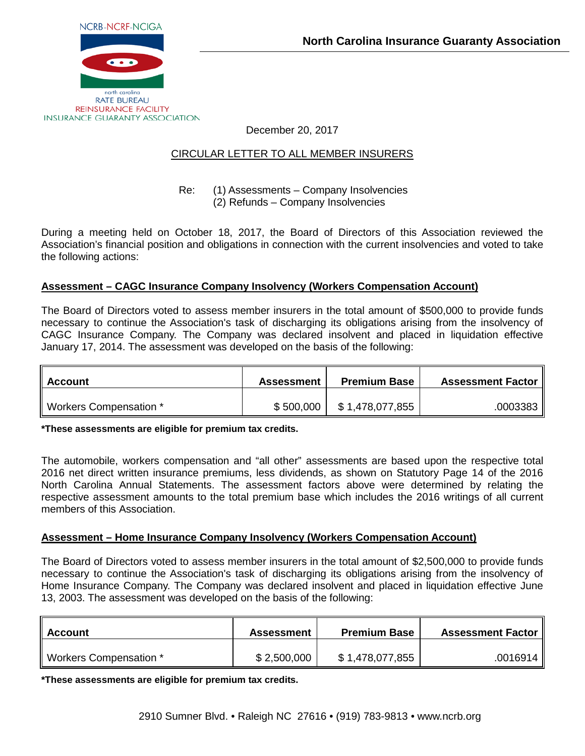NCRB-NCRF-NCIGA

north carolina
RATE BUREAU
REINSURANCE FACILITY
INSURANCE GUARANTY ASSOCIATION

**North Carolina Insurance Guaranty Association**

December 20, 2017

CIRCULAR LETTER TO ALL MEMBER INSURERS

Re: (1) Assessments – Company Insolvencies
(2) Refunds – Company Insolvencies

During a meeting held on October 18, 2017, the Board of Directors of this Association reviewed the Association's financial position and obligations in connection with the current insolvencies and voted to take the following actions:

## Assessment – CAGC Insurance Company Insolvency (Workers Compensation Account)

The Board of Directors voted to assess member insurers in the total amount of $500,000 to provide funds necessary to continue the Association's task of discharging its obligations arising from the insolvency of CAGC Insurance Company. The Company was declared insolvent and placed in liquidation effective January 17, 2014. The assessment was developed on the basis of the following:

| Account | Assessment | Premium Base | Assessment Factor |
|---|---:|---:|---:|
| Workers Compensation * | $ 500,000 | $ 1,478,077,855 | .0003383 |

**\*These assessments are eligible for premium tax credits.**

The automobile, workers compensation and "all other" assessments are based upon the respective total 2016 net direct written insurance premiums, less dividends, as shown on Statutory Page 14 of the 2016 North Carolina Annual Statements. The assessment factors above were determined by relating the respective assessment amounts to the total premium base which includes the 2016 writings of all current members of this Association.

## Assessment – Home Insurance Company Insolvency (Workers Compensation Account)

The Board of Directors voted to assess member insurers in the total amount of $2,500,000 to provide funds necessary to continue the Association's task of discharging its obligations arising from the insolvency of Home Insurance Company. The Company was declared insolvent and placed in liquidation effective June 13, 2003. The assessment was developed on the basis of the following:

| Account | Assessment | Premium Base | Assessment Factor |
|---|---:|---:|---:|
| Workers Compensation * | $ 2,500,000 | $ 1,478,077,855 | .0016914 |

**\*These assessments are eligible for premium tax credits.**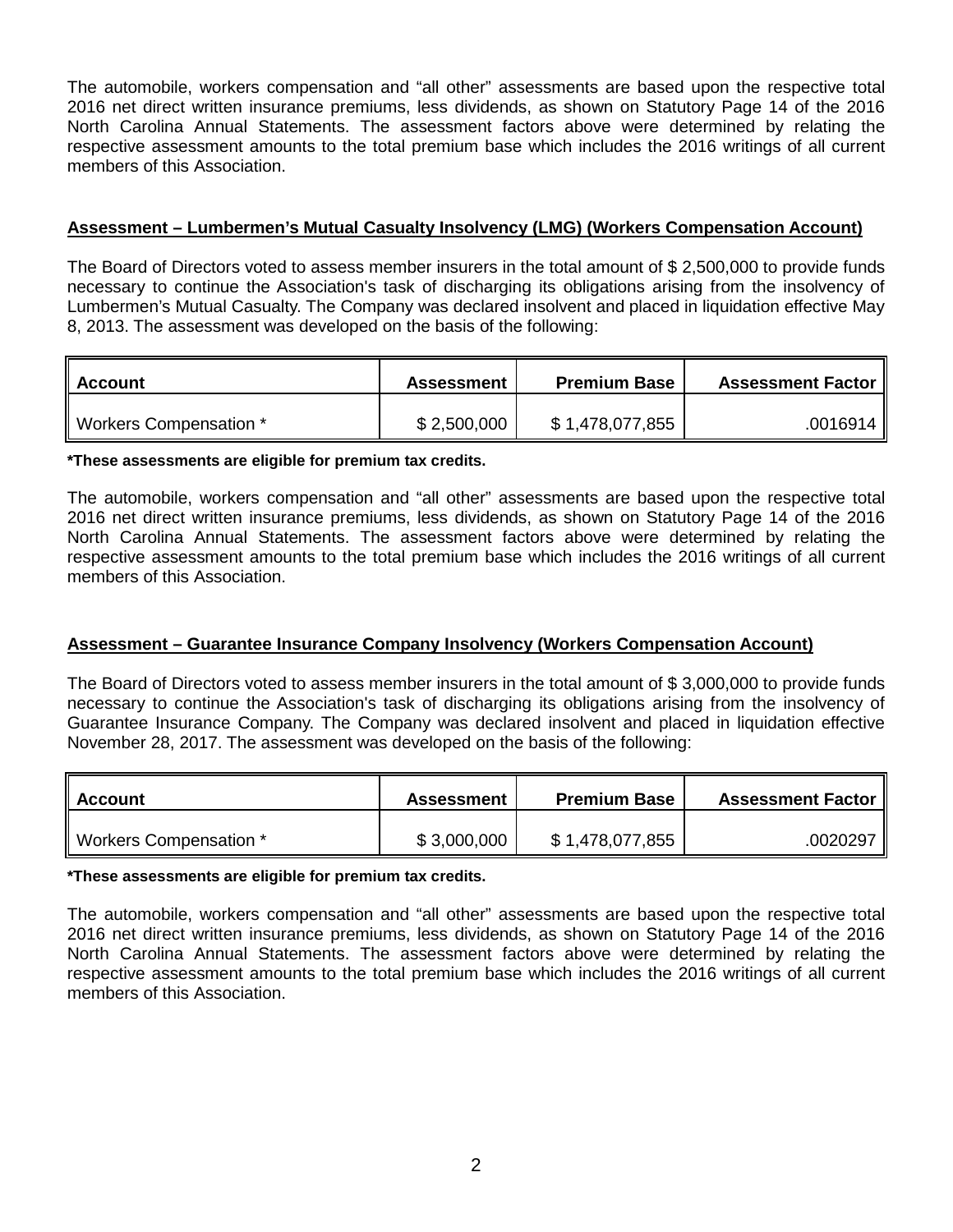The automobile, workers compensation and “all other” assessments are based upon the respective total 2016 net direct written insurance premiums, less dividends, as shown on Statutory Page 14 of the 2016 North Carolina Annual Statements. The assessment factors above were determined by relating the respective assessment amounts to the total premium base which includes the 2016 writings of all current members of this Association.

## Assessment – Lumbermen’s Mutual Casualty Insolvency (LMG) (Workers Compensation Account)

The Board of Directors voted to assess member insurers in the total amount of $ 2,500,000 to provide funds necessary to continue the Association's task of discharging its obligations arising from the insolvency of Lumbermen's Mutual Casualty. The Company was declared insolvent and placed in liquidation effective May 8, 2013. The assessment was developed on the basis of the following:

| Account | Assessment | Premium Base | Assessment Factor |
|---|---:|---:|---:|
| Workers Compensation * | $ 2,500,000 | $ 1,478,077,855 | .0016914 |

**\*These assessments are eligible for premium tax credits.**

The automobile, workers compensation and “all other” assessments are based upon the respective total 2016 net direct written insurance premiums, less dividends, as shown on Statutory Page 14 of the 2016 North Carolina Annual Statements. The assessment factors above were determined by relating the respective assessment amounts to the total premium base which includes the 2016 writings of all current members of this Association.

## Assessment – Guarantee Insurance Company Insolvency (Workers Compensation Account)

The Board of Directors voted to assess member insurers in the total amount of $ 3,000,000 to provide funds necessary to continue the Association's task of discharging its obligations arising from the insolvency of Guarantee Insurance Company. The Company was declared insolvent and placed in liquidation effective November 28, 2017. The assessment was developed on the basis of the following:

| Account | Assessment | Premium Base | Assessment Factor |
|---|---:|---:|---:|
| Workers Compensation * | $ 3,000,000 | $ 1,478,077,855 | .0020297 |

**\*These assessments are eligible for premium tax credits.**

The automobile, workers compensation and “all other” assessments are based upon the respective total 2016 net direct written insurance premiums, less dividends, as shown on Statutory Page 14 of the 2016 North Carolina Annual Statements. The assessment factors above were determined by relating the respective assessment amounts to the total premium base which includes the 2016 writings of all current members of this Association.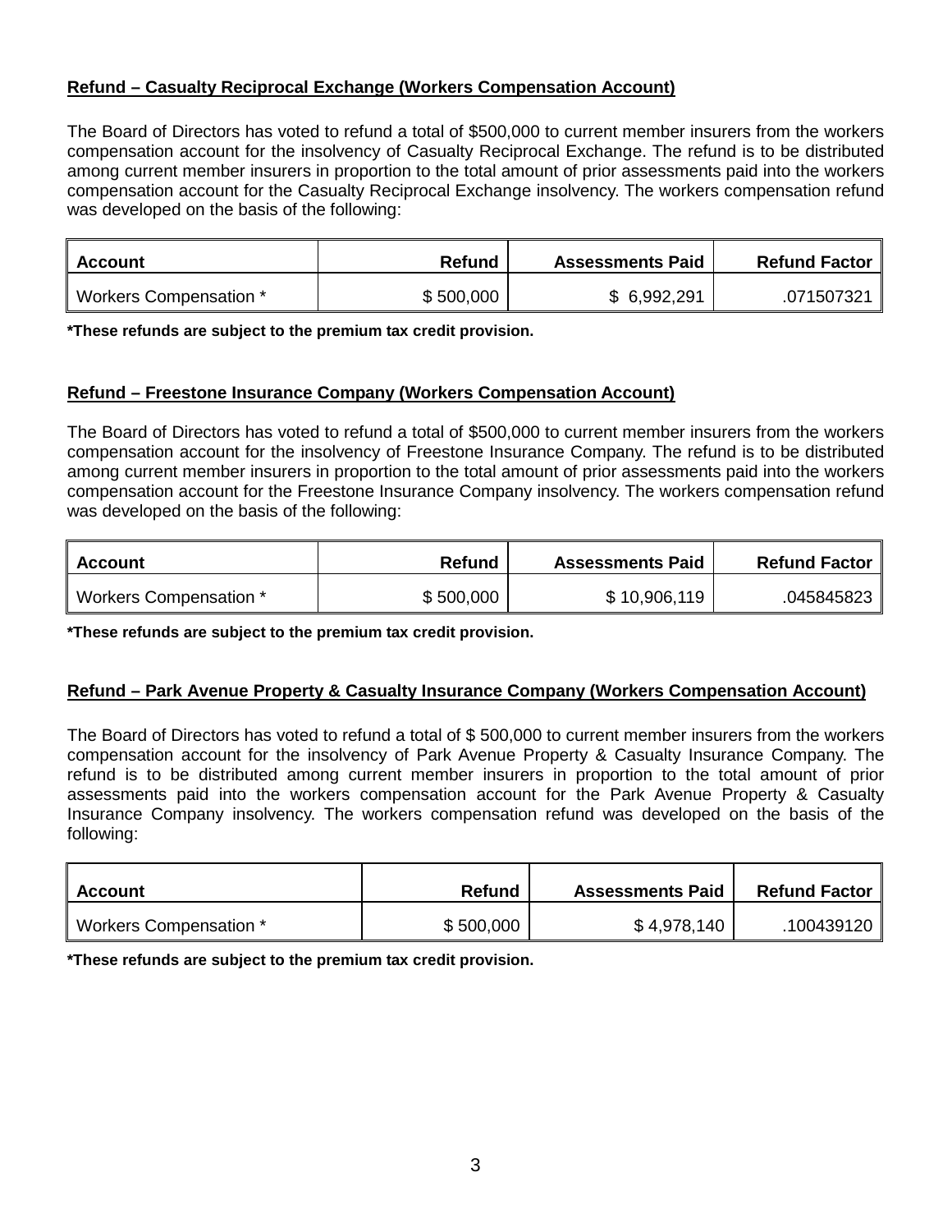**Refund – Casualty Reciprocal Exchange (Workers Compensation Account)**

The Board of Directors has voted to refund a total of $500,000 to current member insurers from the workers compensation account for the insolvency of Casualty Reciprocal Exchange. The refund is to be distributed among current member insurers in proportion to the total amount of prior assessments paid into the workers compensation account for the Casualty Reciprocal Exchange insolvency. The workers compensation refund was developed on the basis of the following:

| Account | Refund | Assessments Paid | Refund Factor |
|---|---:|---:|---:|
| Workers Compensation * | $ 500,000 | $ 6,992,291 | .071507321 |

**\*These refunds are subject to the premium tax credit provision.**

**Refund – Freestone Insurance Company (Workers Compensation Account)**

The Board of Directors has voted to refund a total of $500,000 to current member insurers from the workers compensation account for the insolvency of Freestone Insurance Company. The refund is to be distributed among current member insurers in proportion to the total amount of prior assessments paid into the workers compensation account for the Freestone Insurance Company insolvency. The workers compensation refund was developed on the basis of the following:

| Account | Refund | Assessments Paid | Refund Factor |
|---|---:|---:|---:|
| Workers Compensation * | $ 500,000 | $ 10,906,119 | .045845823 |

**\*These refunds are subject to the premium tax credit provision.**

**Refund – Park Avenue Property & Casualty Insurance Company (Workers Compensation Account)**

The Board of Directors has voted to refund a total of $ 500,000 to current member insurers from the workers compensation account for the insolvency of Park Avenue Property & Casualty Insurance Company. The refund is to be distributed among current member insurers in proportion to the total amount of prior assessments paid into the workers compensation account for the Park Avenue Property & Casualty Insurance Company insolvency. The workers compensation refund was developed on the basis of the following:

| Account | Refund | Assessments Paid | Refund Factor |
|---|---:|---:|---:|
| Workers Compensation * | $ 500,000 | $ 4,978,140 | .100439120 |

**\*These refunds are subject to the premium tax credit provision.**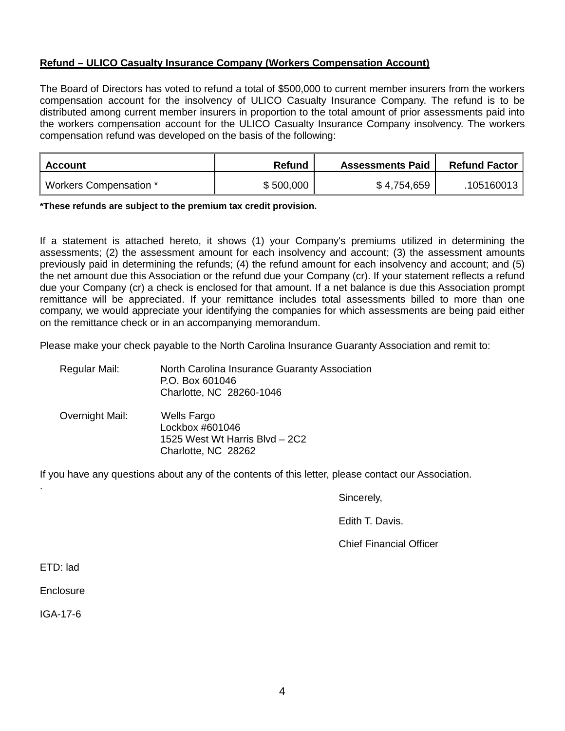**Refund – ULICO Casualty Insurance Company (Workers Compensation Account)**

The Board of Directors has voted to refund a total of $500,000 to current member insurers from the workers compensation account for the insolvency of ULICO Casualty Insurance Company. The refund is to be distributed among current member insurers in proportion to the total amount of prior assessments paid into the workers compensation account for the ULICO Casualty Insurance Company insolvency. The workers compensation refund was developed on the basis of the following:

| Account | Refund | Assessments Paid | Refund Factor |
|---|---|---|---|
| Workers Compensation * | $ 500,000 | $ 4,754,659 | .105160013 |

***These refunds are subject to the premium tax credit provision.**

If a statement is attached hereto, it shows (1) your Company's premiums utilized in determining the assessments; (2) the assessment amount for each insolvency and account; (3) the assessment amounts previously paid in determining the refunds; (4) the refund amount for each insolvency and account; and (5) the net amount due this Association or the refund due your Company (cr). If your statement reflects a refund due your Company (cr) a check is enclosed for that amount. If a net balance is due this Association prompt remittance will be appreciated. If your remittance includes total assessments billed to more than one company, we would appreciate your identifying the companies for which assessments are being paid either on the remittance check or in an accompanying memorandum.

Please make your check payable to the North Carolina Insurance Guaranty Association and remit to:

Regular Mail:
North Carolina Insurance Guaranty Association
P.O. Box 601046
Charlotte, NC 28260-1046

Overnight Mail:
Wells Fargo
Lockbox #601046
1525 West Wt Harris Blvd – 2C2
Charlotte, NC 28262

If you have any questions about any of the contents of this letter, please contact our Association.

.

Sincerely,

Edith T. Davis.

Chief Financial Officer

ETD: lad

Enclosure

IGA-17-6